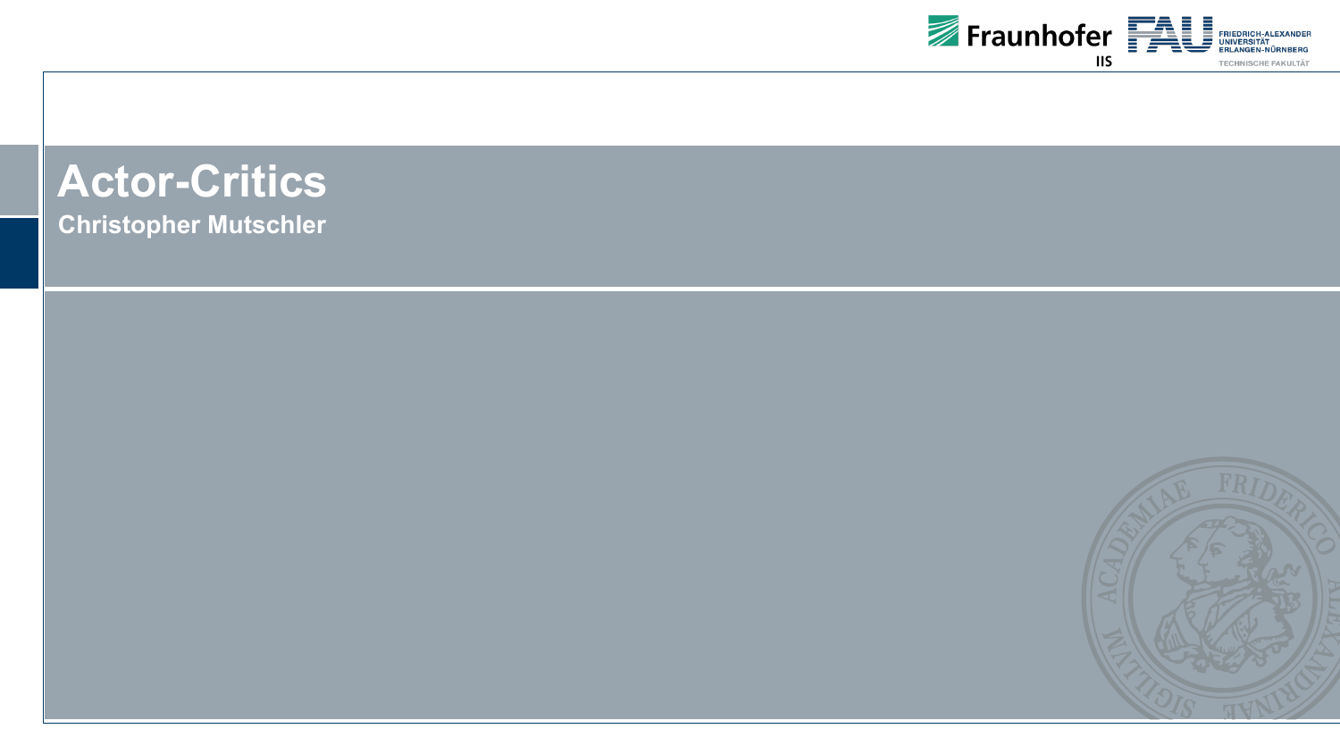# Actor-Critics

**Christopher Mutschler**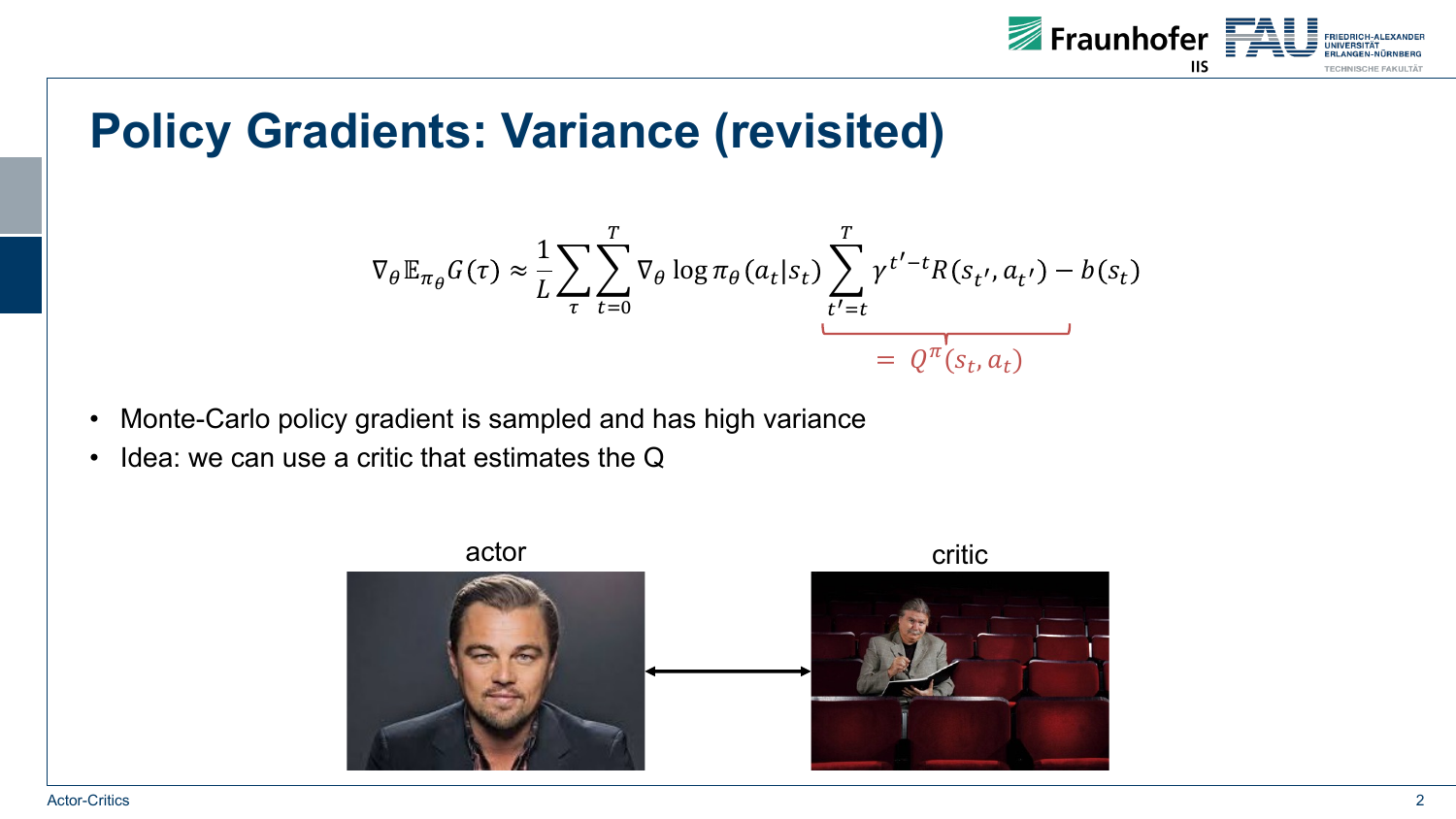# Policy Gradients: Variance (revisited)

$$\nabla_\theta \mathbb{E}_{\pi_\theta} G(\tau) \approx \frac{1}{L} \sum_{\tau} \sum_{t=0}^{T} \nabla_\theta \log \pi_\theta(a_t|s_t) \underbrace{\sum_{t'=t}^{T} \gamma^{t'-t} R(s_{t'}, a_{t'})}_{= \, Q^\pi(s_t, a_t)} - b(s_t)$$

- Monte-Carlo policy gradient is sampled and has high variance
- Idea: we can use a critic that estimates the Q

actor

critic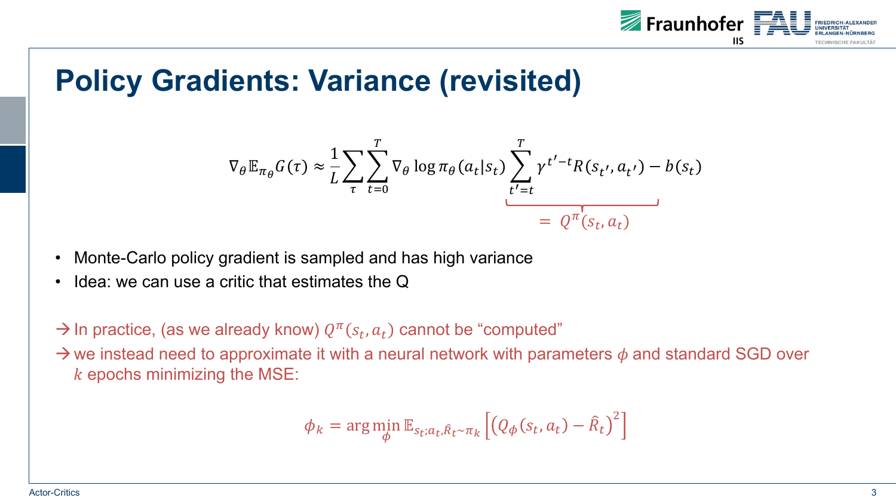# Policy Gradients: Variance (revisited)

$$\nabla_\theta \mathbb{E}_{\pi_\theta} G(\tau) \approx \frac{1}{L} \sum_{\tau} \sum_{t=0}^{T} \nabla_\theta \log \pi_\theta(a_t|s_t) \underbrace{\sum_{t'=t}^{T} \gamma^{t'-t} R(s_{t'}, a_{t'})}_{= \, Q^\pi(s_t, a_t)} - b(s_t)$$

- Monte-Carlo policy gradient is sampled and has high variance
- Idea: we can use a critic that estimates the Q

→ In practice, (as we already know) $Q^\pi(s_t, a_t)$ cannot be "computed"

→ we instead need to approximate it with a neural network with parameters $\phi$ and standard SGD over $k$ epochs minimizing the MSE:

$$\phi_k = \arg\min_{\phi} \mathbb{E}_{s_t; a_t, \hat{R}_t \sim \pi_k} \left[ \left( Q_\phi(s_t, a_t) - \hat{R}_t \right)^2 \right]$$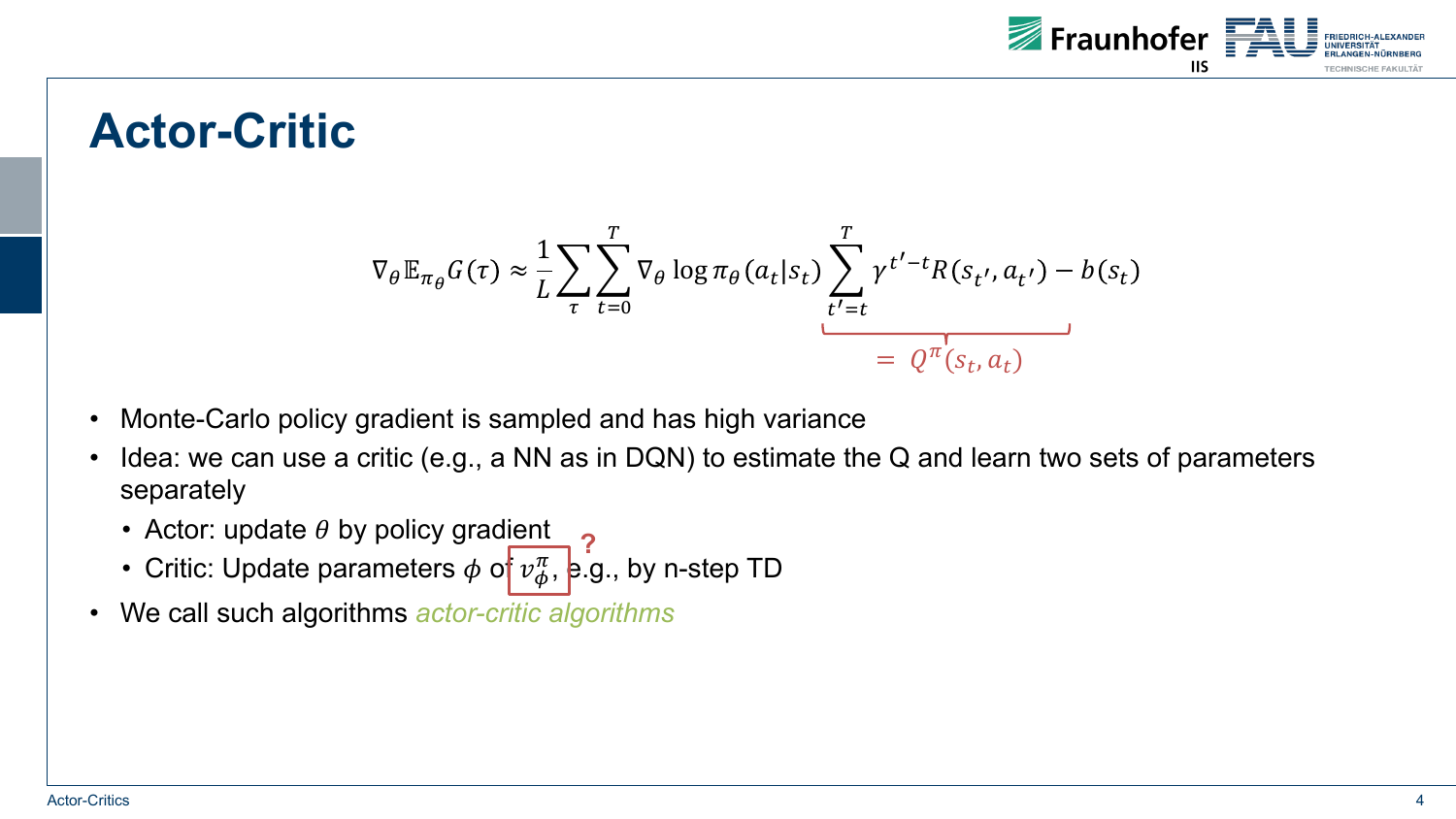# Actor-Critic

$$\nabla_\theta \mathbb{E}_{\pi_\theta} G(\tau) \approx \frac{1}{L} \sum_{\tau} \sum_{t=0}^{T} \nabla_\theta \log \pi_\theta(a_t|s_t) \underbrace{\sum_{t'=t}^{T} \gamma^{t'-t} R(s_{t'}, a_{t'})}_{= Q^\pi(s_t, a_t)} - b(s_t)$$

- Monte-Carlo policy gradient is sampled and has high variance
- Idea: we can use a critic (e.g., a NN as in DQN) to estimate the Q and learn two sets of parameters separately
  - Actor: update $\theta$ by policy gradient
  - Critic: Update parameters $\phi$ of $v_\phi^\pi$, ? e.g., by n-step TD
- We call such algorithms *actor-critic algorithms*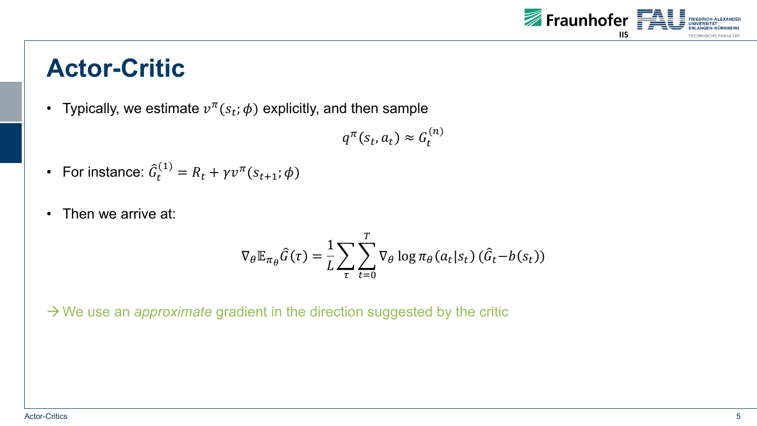# Actor-Critic

- Typically, we estimate $v^{\pi}(s_t; \phi)$ explicitly, and then sample

$$q^{\pi}(s_t, a_t) \approx G_t^{(n)}$$

- For instance: $\hat{G}_t^{(1)} = R_t + \gamma v^{\pi}(s_{t+1}; \phi)$

- Then we arrive at:

$$\nabla_\theta \mathbb{E}_{\pi_\theta} \hat{G}(\tau) = \frac{1}{L} \sum_{\tau} \sum_{t=0}^{T} \nabla_\theta \log \pi_\theta(a_t|s_t) \, (\hat{G}_t - b(s_t))$$

→ We use an *approximate* gradient in the direction suggested by the critic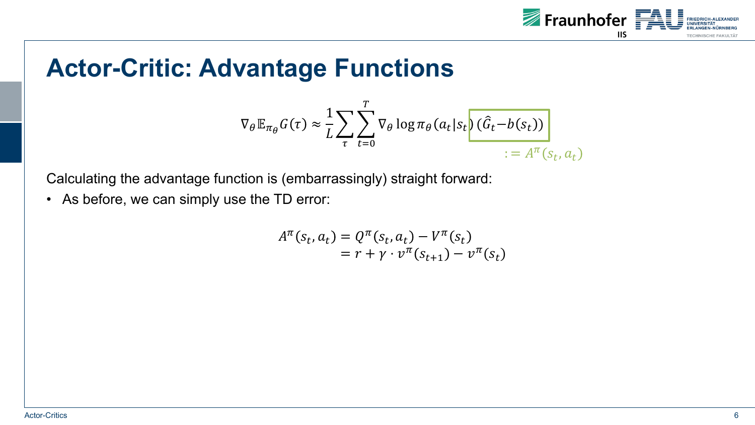# Actor-Critic: Advantage Functions

$$\nabla_\theta \mathbb{E}_{\pi_\theta} G(\tau) \approx \frac{1}{L} \sum_{\tau} \sum_{t=0}^{T} \nabla_\theta \log \pi_\theta(a_t|s_t) \underbrace{(\hat{G}_t - b(s_t))}_{:= A^\pi(s_t, a_t)}$$

Calculating the advantage function is (embarrassingly) straight forward:

- As before, we can simply use the TD error:

$$\begin{aligned} A^\pi(s_t, a_t) &= Q^\pi(s_t, a_t) - V^\pi(s_t) \\ &= r + \gamma \cdot v^\pi(s_{t+1}) - v^\pi(s_t) \end{aligned}$$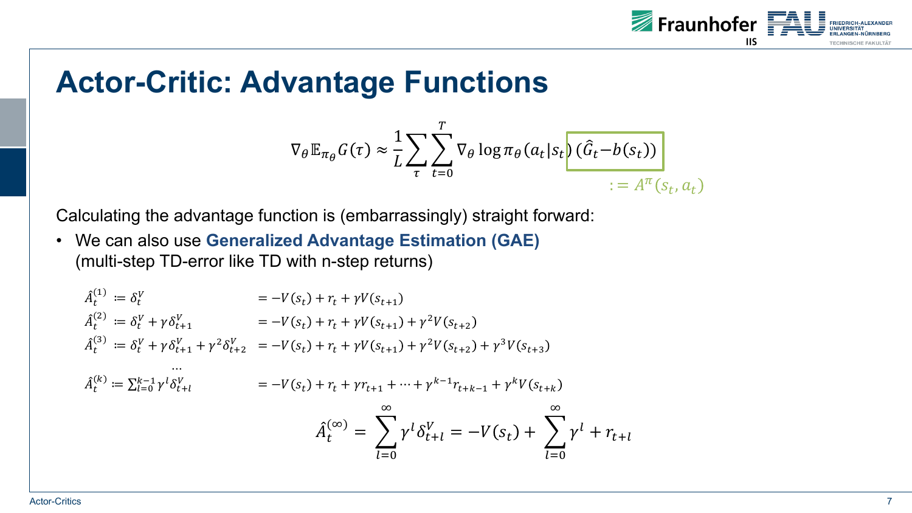# Actor-Critic: Advantage Functions

$$\nabla_\theta \mathbb{E}_{\pi_\theta} G(\tau) \approx \frac{1}{L} \sum_\tau \sum_{t=0}^{T} \nabla_\theta \log \pi_\theta(a_t|s_t) \left(\hat{G}_t - b(s_t)\right)$$

$$:= A^\pi(s_t, a_t)$$

Calculating the advantage function is (embarrassingly) straight forward:

- We can also use **Generalized Advantage Estimation (GAE)** (multi-step TD-error like TD with n-step returns)

$$\hat{A}_t^{(1)} := \delta_t^V \qquad = -V(s_t) + r_t + \gamma V(s_{t+1})$$

$$\hat{A}_t^{(2)} := \delta_t^V + \gamma \delta_{t+1}^V \qquad = -V(s_t) + r_t + \gamma V(s_{t+1}) + \gamma^2 V(s_{t+2})$$

$$\hat{A}_t^{(3)} := \delta_t^V + \gamma \delta_{t+1}^V + \gamma^2 \delta_{t+2}^V \qquad = -V(s_t) + r_t + \gamma V(s_{t+1}) + \gamma^2 V(s_{t+2}) + \gamma^3 V(s_{t+3})$$

$$\dots$$

$$\hat{A}_t^{(k)} := \sum_{l=0}^{k-1} \gamma^l \delta_{t+l}^V \qquad = -V(s_t) + r_t + \gamma r_{t+1} + \dots + \gamma^{k-1} r_{t+k-1} + \gamma^k V(s_{t+k})$$

$$\hat{A}_t^{(\infty)} = \sum_{l=0}^{\infty} \gamma^l \delta_{t+l}^V = -V(s_t) + \sum_{l=0}^{\infty} \gamma^l + r_{t+l}$$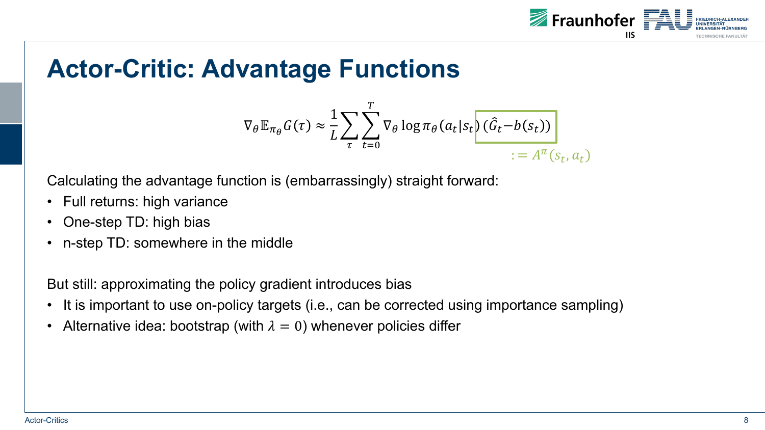# Actor-Critic: Advantage Functions

$$\nabla_\theta \mathbb{E}_{\pi_\theta} G(\tau) \approx \frac{1}{L} \sum_{\tau} \sum_{t=0}^{T} \nabla_\theta \log \pi_\theta(a_t|s_t) \underbrace{(\hat{G}_t - b(s_t))}_{:= A^\pi(s_t, a_t)}$$

Calculating the advantage function is (embarrassingly) straight forward:

- Full returns: high variance
- One-step TD: high bias
- n-step TD: somewhere in the middle

But still: approximating the policy gradient introduces bias

- It is important to use on-policy targets (i.e., can be corrected using importance sampling)
- Alternative idea: bootstrap (with $\lambda = 0$) whenever policies differ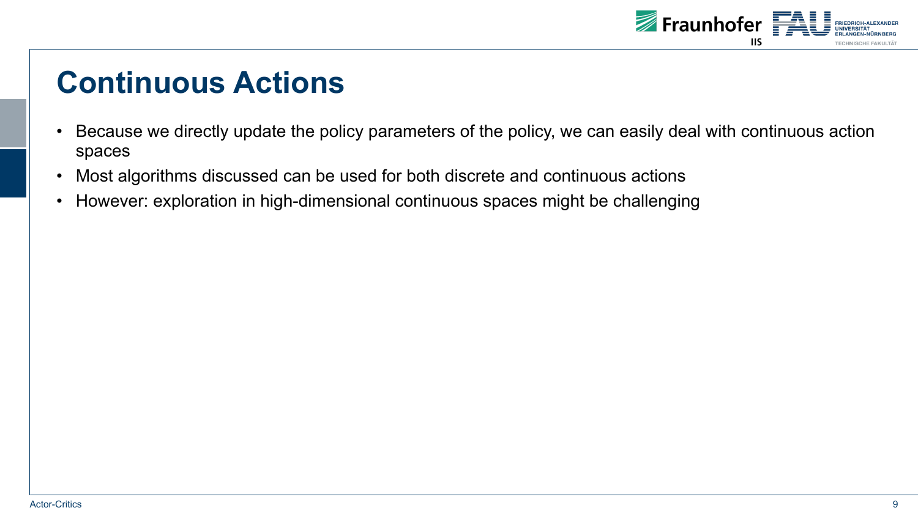# Continuous Actions

- Because we directly update the policy parameters of the policy, we can easily deal with continuous action spaces
- Most algorithms discussed can be used for both discrete and continuous actions
- However: exploration in high-dimensional continuous spaces might be challenging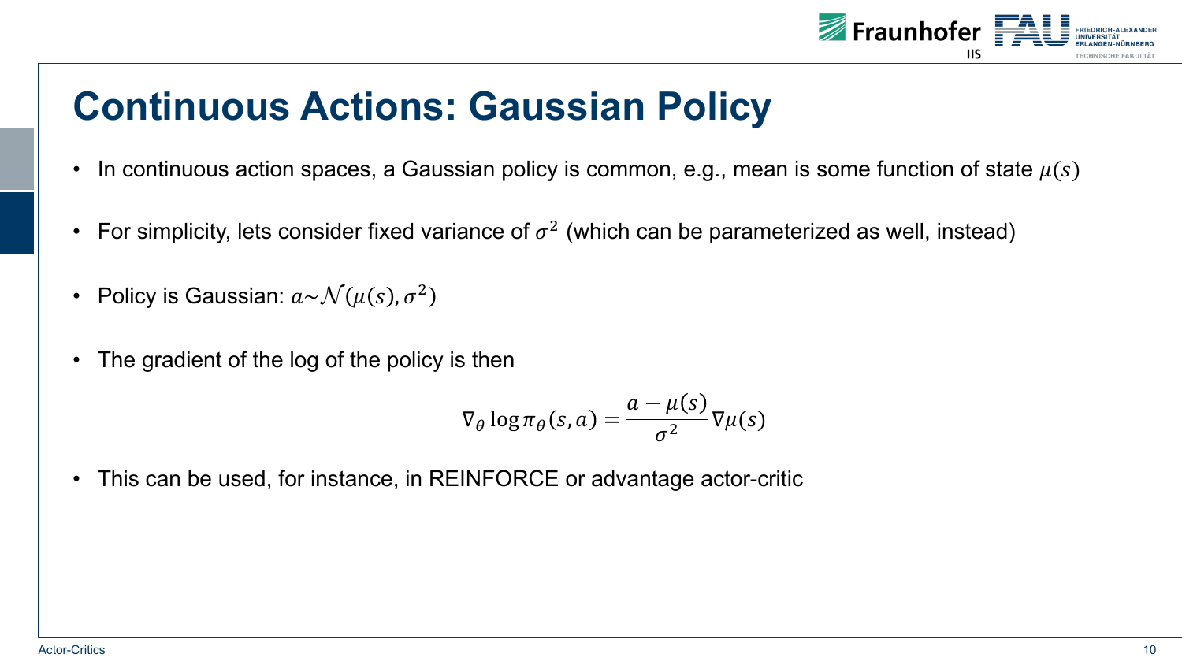# Continuous Actions: Gaussian Policy

- In continuous action spaces, a Gaussian policy is common, e.g., mean is some function of state $\mu(s)$
- For simplicity, lets consider fixed variance of $\sigma^2$ (which can be parameterized as well, instead)
- Policy is Gaussian: $a \sim \mathcal{N}(\mu(s), \sigma^2)$
- The gradient of the log of the policy is then

$$\nabla_\theta \log \pi_\theta(s, a) = \frac{a - \mu(s)}{\sigma^2} \nabla \mu(s)$$

- This can be used, for instance, in REINFORCE or advantage actor-critic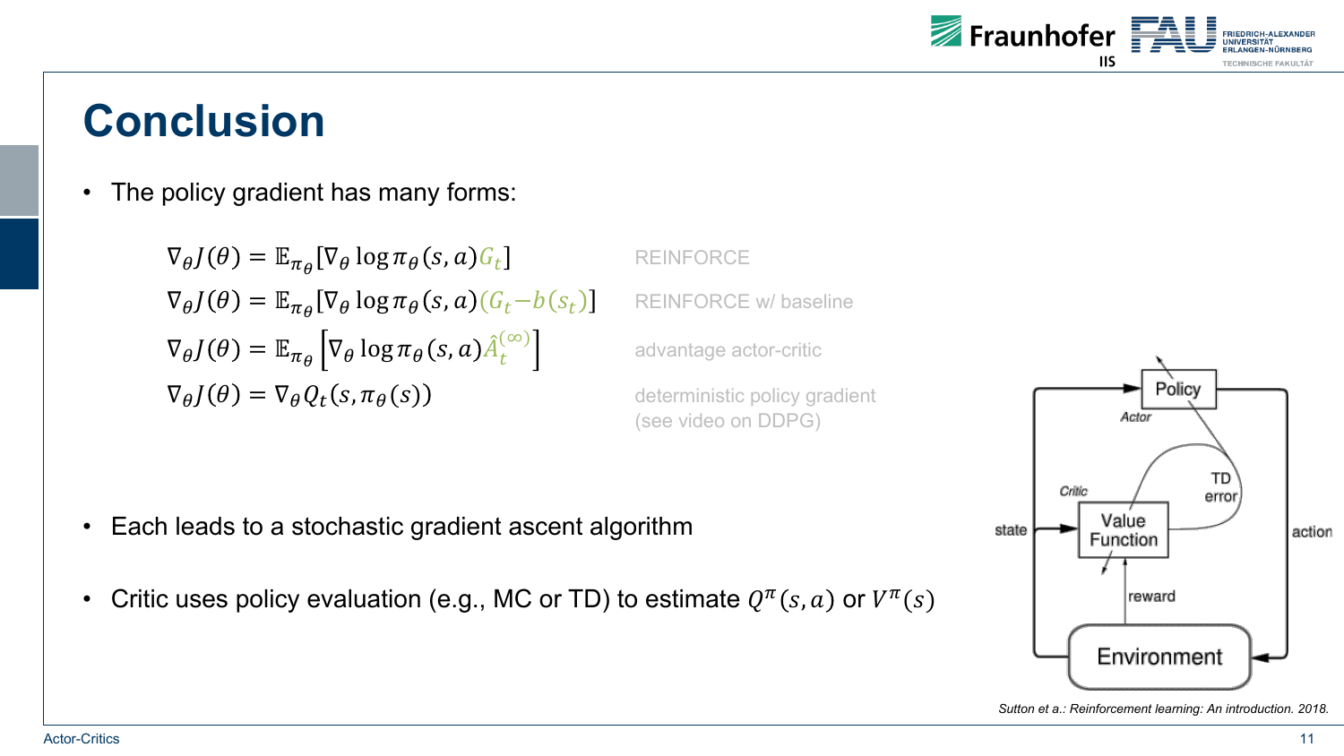# Conclusion

- The policy gradient has many forms:

$$\nabla_\theta J(\theta) = \mathbb{E}_{\pi_\theta}[\nabla_\theta \log \pi_\theta(s,a) G_t]$$ REINFORCE

$$\nabla_\theta J(\theta) = \mathbb{E}_{\pi_\theta}[\nabla_\theta \log \pi_\theta(s,a) (G_t - b(s_t))]$$ REINFORCE w/ baseline

$$\nabla_\theta J(\theta) = \mathbb{E}_{\pi_\theta}\left[\nabla_\theta \log \pi_\theta(s,a) \hat{A}_t^{(\infty)}\right]$$ advantage actor-critic

$$\nabla_\theta J(\theta) = \nabla_\theta Q_t(s, \pi_\theta(s))$$ deterministic policy gradient (see video on DDPG)

- Each leads to a stochastic gradient ascent algorithm
- Critic uses policy evaluation (e.g., MC or TD) to estimate $Q^\pi(s,a)$ or $V^\pi(s)$

Policy, Actor, Critic, Value Function, TD error, state, action, reward, Environment

*Sutton et a.: Reinforcement learning: An introduction. 2018.*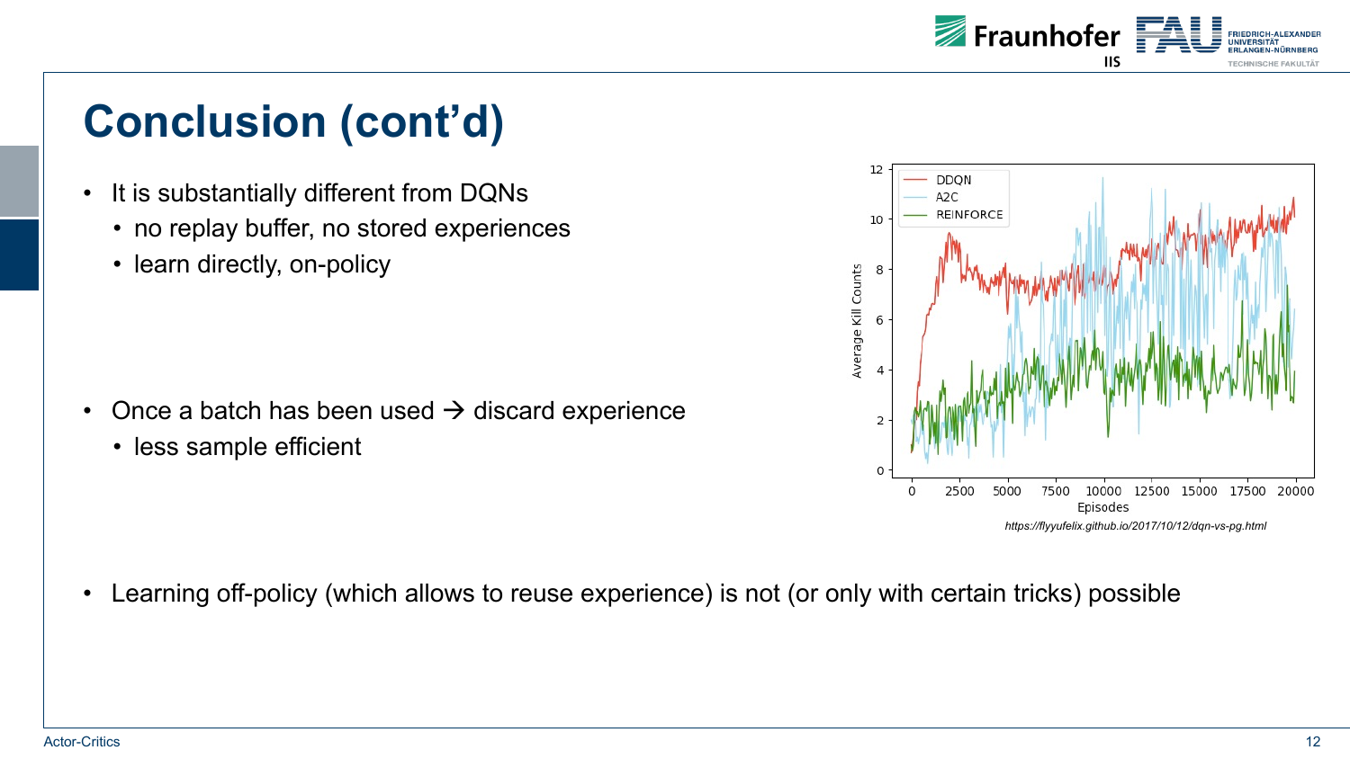# Conclusion (cont'd)

- It is substantially different from DQNs
  - no replay buffer, no stored experiences
  - learn directly, on-policy

- Once a batch has been used → discard experience
  - less sample efficient

*https://flyyufelix.github.io/2017/10/12/dqn-vs-pg.html*

- Learning off-policy (which allows to reuse experience) is not (or only with certain tricks) possible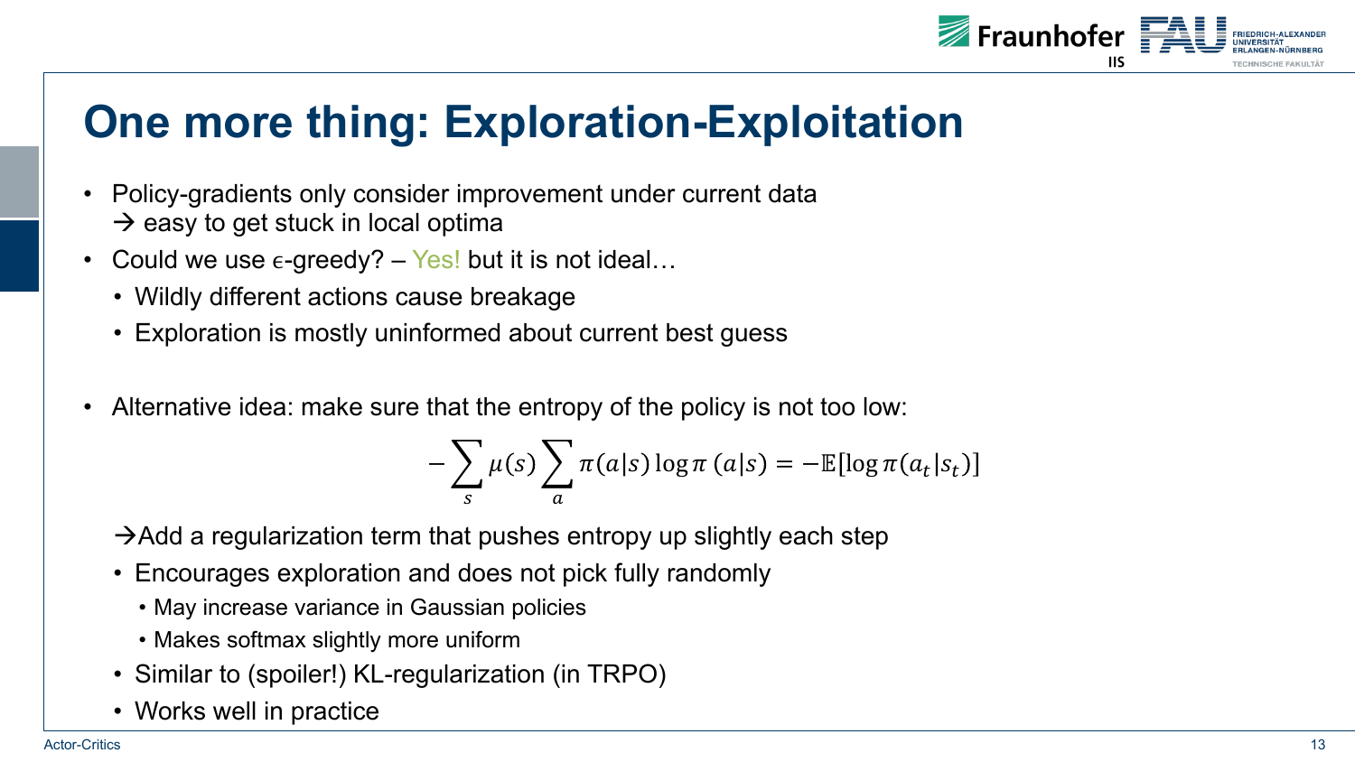# One more thing: Exploration-Exploitation

- Policy-gradients only consider improvement under current data
  → easy to get stuck in local optima
- Could we use $\epsilon$-greedy? – Yes! but it is not ideal…
  - Wildly different actions cause breakage
  - Exploration is mostly uninformed about current best guess

- Alternative idea: make sure that the entropy of the policy is not too low:

$$-\sum_s \mu(s) \sum_a \pi(a|s) \log \pi\,(a|s) = -\mathbb{E}[\log \pi(a_t|s_t)]$$

→Add a regularization term that pushes entropy up slightly each step

- Encourages exploration and does not pick fully randomly
  - May increase variance in Gaussian policies
  - Makes softmax slightly more uniform
- Similar to (spoiler!) KL-regularization (in TRPO)
- Works well in practice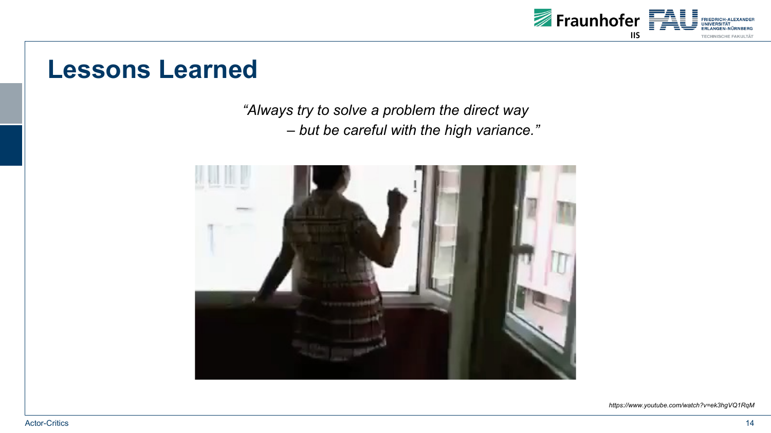# Lessons Learned

*“Always try to solve a problem the direct way*
*– but be careful with the high variance.”*

*https://www.youtube.com/watch?v=ek3hgVQ1RqM*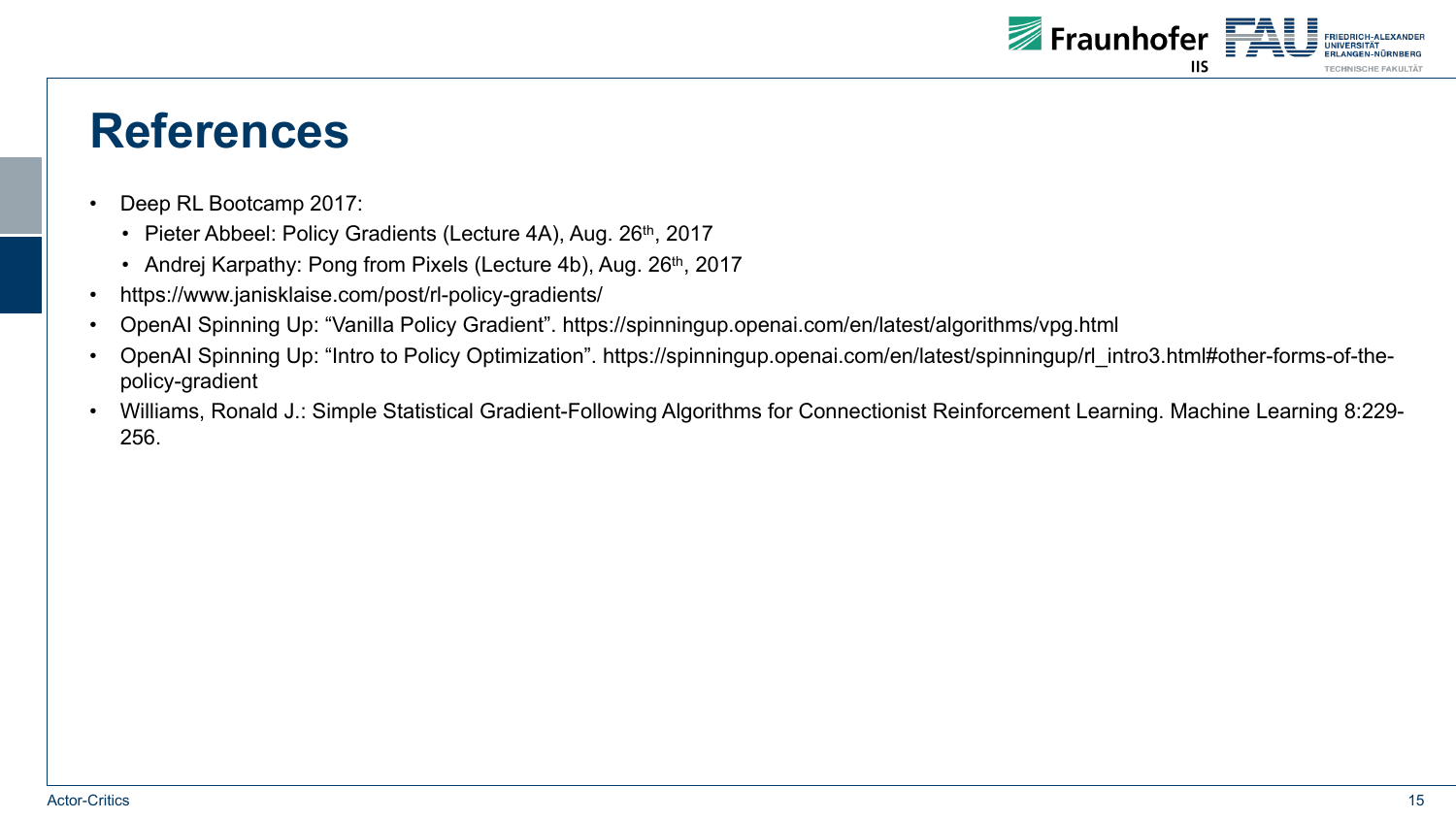# References

- Deep RL Bootcamp 2017:
  - Pieter Abbeel: Policy Gradients (Lecture 4A), Aug. 26th, 2017
  - Andrej Karpathy: Pong from Pixels (Lecture 4b), Aug. 26th, 2017
- https://www.janisklaise.com/post/rl-policy-gradients/
- OpenAI Spinning Up: “Vanilla Policy Gradient”. https://spinningup.openai.com/en/latest/algorithms/vpg.html
- OpenAI Spinning Up: “Intro to Policy Optimization”. https://spinningup.openai.com/en/latest/spinningup/rl_intro3.html#other-forms-of-the-policy-gradient
- Williams, Ronald J.: Simple Statistical Gradient-Following Algorithms for Connectionist Reinforcement Learning. Machine Learning 8:229-256.